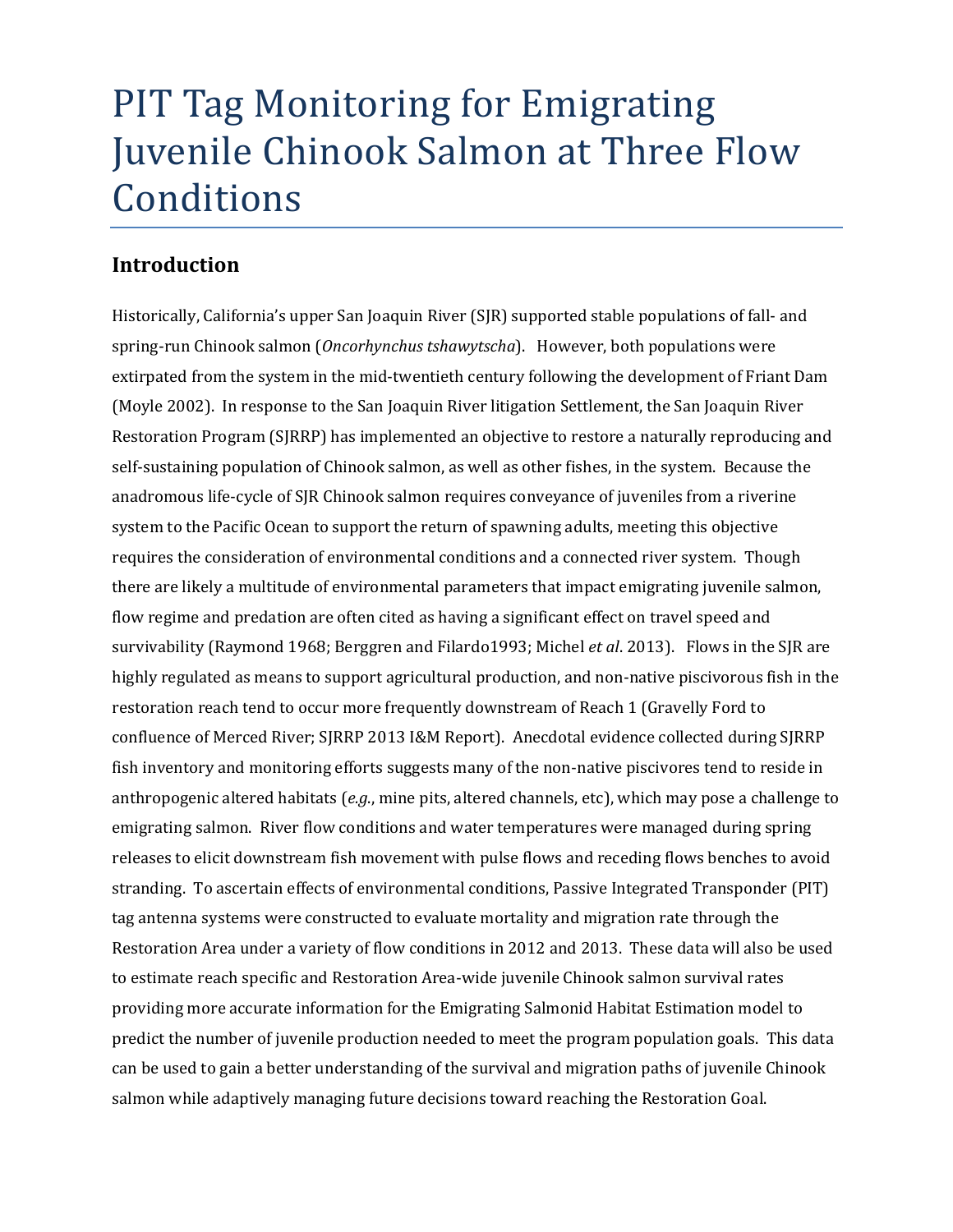# PIT Tag Monitoring for Emigrating Juvenile Chinook Salmon at Three Flow Conditions

## Introduction

Historically, California's upper San Joaquin River (SJR) supported stable populations of fall- and spring-run Chinook salmon (*Oncorhynchus tshawytscha*). However, both populations were extirpated from the system in the mid-twentieth century following the development of Friant Dam (Moyle 2002). In response to the San Joaquin River litigation Settlement, the San Joaquin River Restoration Program (SJRRP) has implemented an objective to restore a naturally reproducing and self-sustaining population of Chinook salmon, as well as other fishes, in the system. Because the anadromous life-cycle of SJR Chinook salmon requires conveyance of juveniles from a riverine system to the Pacific Ocean to support the return of spawning adults, meeting this objective requires the consideration of environmental conditions and a connected river system. Though there are likely a multitude of environmental parameters that impact emigrating juvenile salmon, flow regime and predation are often cited as having a significant effect on travel speed and survivability (Raymond 1968; Berggren and Filardo1993; Michel *et al*. 2013). Flows in the SJR are highly regulated as means to support agricultural production, and non-native piscivorous fish in the restoration reach tend to occur more frequently downstream of Reach 1 (Gravelly Ford to confluence of Merced River; SJRRP 2013 I&M Report). Anecdotal evidence collected during SJRRP fish inventory and monitoring efforts suggests many of the non-native piscivores tend to reside in anthropogenic altered habitats (*e.g.*, mine pits, altered channels, etc), which may pose a challenge to emigrating salmon. River flow conditions and water temperatures were managed during spring releases to elicit downstream fish movement with pulse flows and receding flows benches to avoid stranding. To ascertain effects of environmental conditions, Passive Integrated Transponder (PIT) tag antenna systems were constructed to evaluate mortality and migration rate through the Restoration Area under a variety of flow conditions in 2012 and 2013. These data will also be used to estimate reach specific and Restoration Area-wide juvenile Chinook salmon survival rates providing more accurate information for the Emigrating Salmonid Habitat Estimation model to predict the number of juvenile production needed to meet the program population goals. This data can be used to gain a better understanding of the survival and migration paths of juvenile Chinook salmon while adaptively managing future decisions toward reaching the Restoration Goal.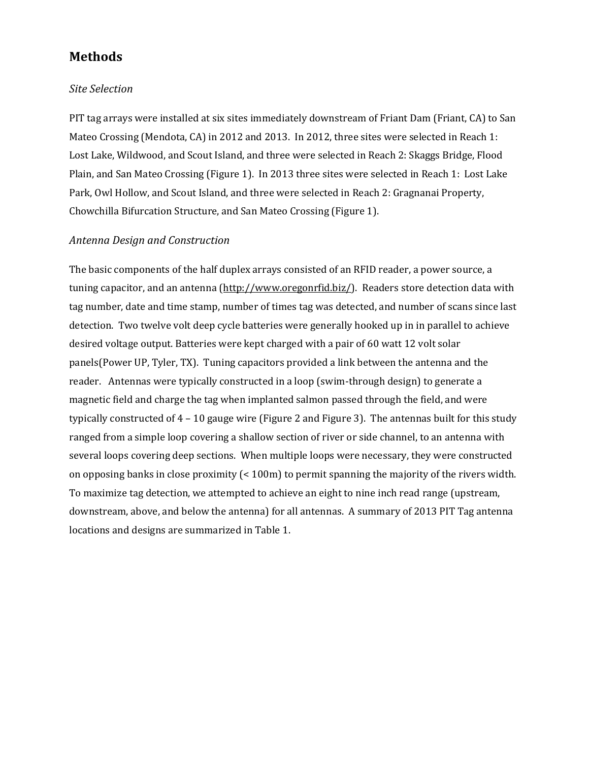## Methods

### *Site Selection*

PIT tag arrays were installed at six sites immediately downstream of Friant Dam (Friant, CA) to San Mateo Crossing (Mendota, CA) in 2012 and 2013. In 2012, three sites were selected in Reach 1: Lost Lake, Wildwood, and Scout Island, and three were selected in Reach 2: Skaggs Bridge, Flood Plain, and San Mateo Crossing (Figure 1). In 2013 three sites were selected in Reach 1: Lost Lake Park, Owl Hollow, and Scout Island, and three were selected in Reach 2: Gragnanai Property, Chowchilla Bifurcation Structure, and San Mateo Crossing (Figure 1).

### *Antenna Design and Construction*

The basic components of the half duplex arrays consisted of an RFID reader, a power source, a tuning capacitor, and an antenna (http://www.oregonrfid.biz/). Readers store detection data with tag number, date and time stamp, number of times tag was detected, and number of scans since last detection. Two twelve volt deep cycle batteries were generally hooked up in in parallel to achieve desired voltage output. Batteries were kept charged with a pair of 60 watt 12 volt solar panels(Power UP, Tyler, TX). Tuning capacitors provided a link between the antenna and the reader. Antennas were typically constructed in a loop (swim-through design) to generate a magnetic field and charge the tag when implanted salmon passed through the field, and were typically constructed of 4 – 10 gauge wire (Figure 2 and Figure 3). The antennas built for this study ranged from a simple loop covering a shallow section of river or side channel, to an antenna with several loops covering deep sections. When multiple loops were necessary, they were constructed on opposing banks in close proximity (< 100m) to permit spanning the majority of the rivers width. To maximize tag detection, we attempted to achieve an eight to nine inch read range (upstream, downstream, above, and below the antenna) for all antennas. A summary of 2013 PIT Tag antenna locations and designs are summarized in Table 1.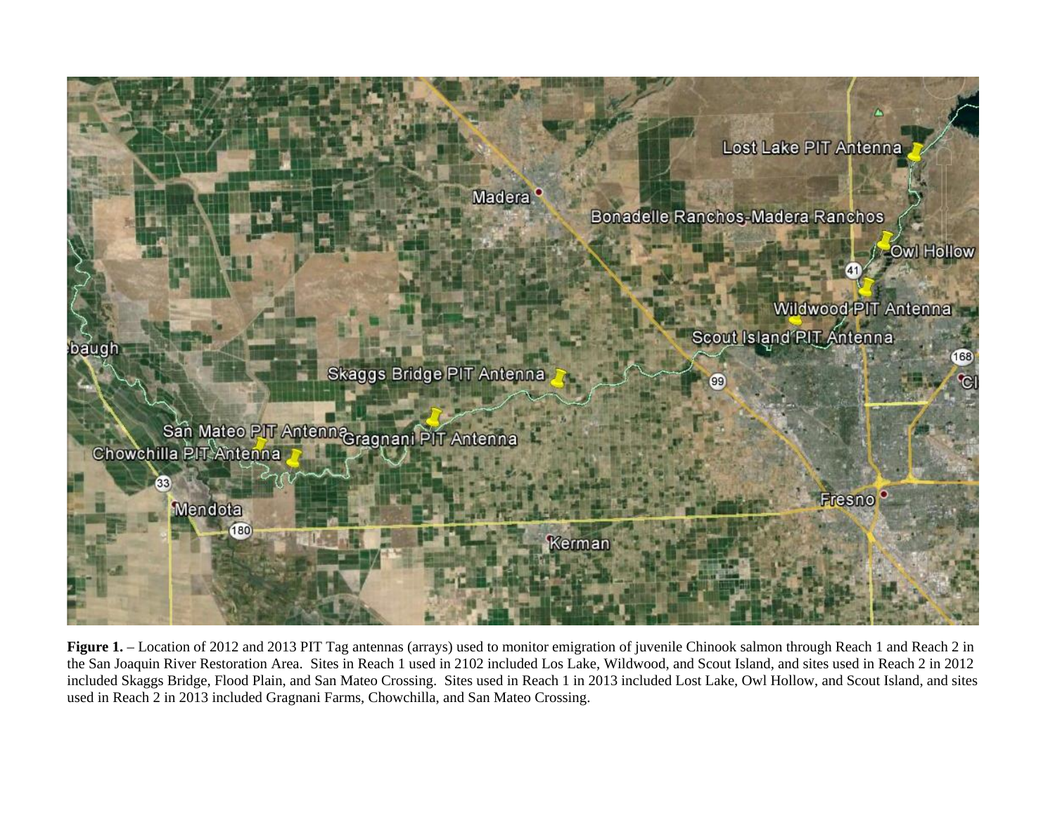Lost Lake PIT Antenna

Madera

Bonadelle Ranchos-Madera Ranchos

Owl Hollow

41

Wildwood PIT Antenna

Scout Island PIT Antenna

baugh

168

Skaggs Bridge PIT Antenna

99

San Mateo PIT Antenna

Gragnani PIT Antenna

Chowchilla PIT Antenna

33

Mendota

180

Fresno

Kerman

**Figure 1.** – Location of 2012 and 2013 PIT Tag antennas (arrays) used to monitor emigration of juvenile Chinook salmon through Reach 1 and Reach 2 in the San Joaquin River Restoration Area. Sites in Reach 1 used in 2102 included Los Lake, Wildwood, and Scout Island, and sites used in Reach 2 in 2012 included Skaggs Bridge, Flood Plain, and San Mateo Crossing. Sites used in Reach 1 in 2013 included Lost Lake, Owl Hollow, and Scout Island, and sites used in Reach 2 in 2013 included Gragnani Farms, Chowchilla, and San Mateo Crossing.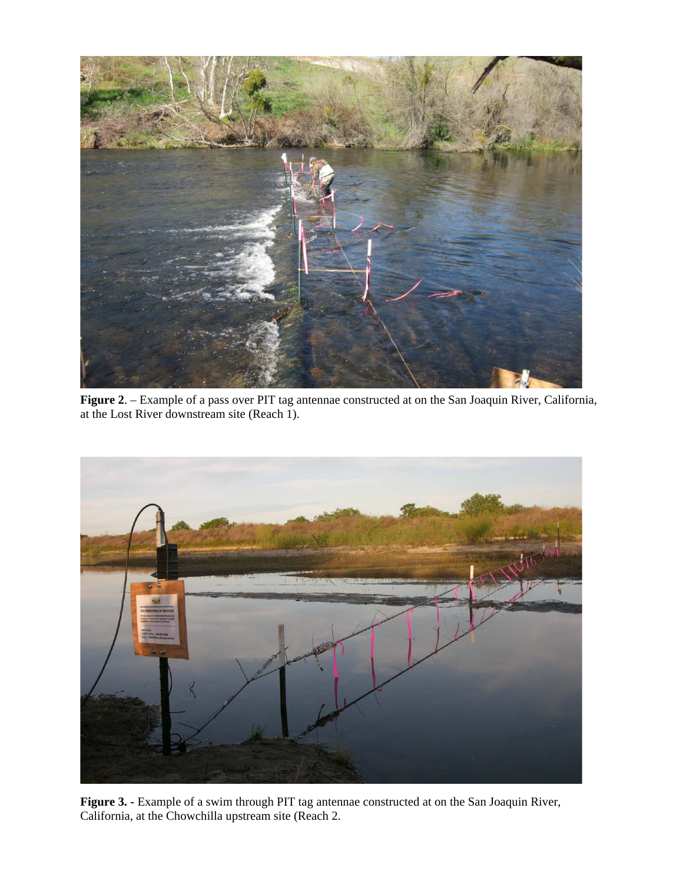**Figure 2**. – Example of a pass over PIT tag antennae constructed at on the San Joaquin River, California, at the Lost River downstream site (Reach 1).

**Figure 3. -** Example of a swim through PIT tag antennae constructed at on the San Joaquin River, California, at the Chowchilla upstream site (Reach 2.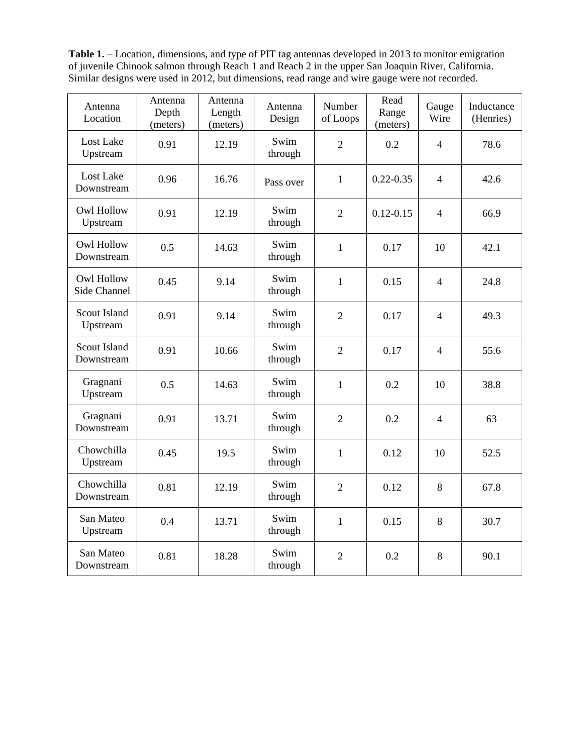**Table 1.** – Location, dimensions, and type of PIT tag antennas developed in 2013 to monitor emigration of juvenile Chinook salmon through Reach 1 and Reach 2 in the upper San Joaquin River, California. Similar designs were used in 2012, but dimensions, read range and wire gauge were not recorded.

| Antenna Location | Antenna Depth (meters) | Antenna Length (meters) | Antenna Design | Number of Loops | Read Range (meters) | Gauge Wire | Inductance (Henries) |
|---|---|---|---|---|---|---|---|
| Lost Lake Upstream | 0.91 | 12.19 | Swim through | 2 | 0.2 | 4 | 78.6 |
| Lost Lake Downstream | 0.96 | 16.76 | Pass over | 1 | 0.22-0.35 | 4 | 42.6 |
| Owl Hollow Upstream | 0.91 | 12.19 | Swim through | 2 | 0.12-0.15 | 4 | 66.9 |
| Owl Hollow Downstream | 0.5 | 14.63 | Swim through | 1 | 0.17 | 10 | 42.1 |
| Owl Hollow Side Channel | 0.45 | 9.14 | Swim through | 1 | 0.15 | 4 | 24.8 |
| Scout Island Upstream | 0.91 | 9.14 | Swim through | 2 | 0.17 | 4 | 49.3 |
| Scout Island Downstream | 0.91 | 10.66 | Swim through | 2 | 0.17 | 4 | 55.6 |
| Gragnani Upstream | 0.5 | 14.63 | Swim through | 1 | 0.2 | 10 | 38.8 |
| Gragnani Downstream | 0.91 | 13.71 | Swim through | 2 | 0.2 | 4 | 63 |
| Chowchilla Upstream | 0.45 | 19.5 | Swim through | 1 | 0.12 | 10 | 52.5 |
| Chowchilla Downstream | 0.81 | 12.19 | Swim through | 2 | 0.12 | 8 | 67.8 |
| San Mateo Upstream | 0.4 | 13.71 | Swim through | 1 | 0.15 | 8 | 30.7 |
| San Mateo Downstream | 0.81 | 18.28 | Swim through | 2 | 0.2 | 8 | 90.1 |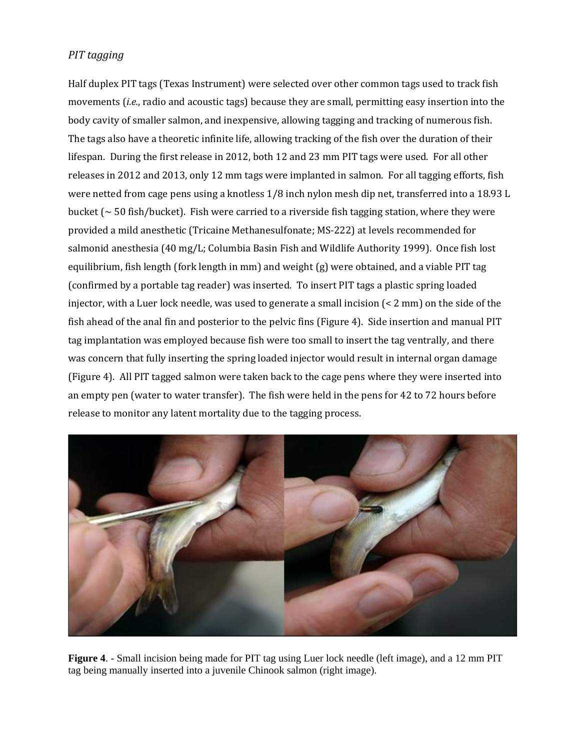*PIT tagging*

Half duplex PIT tags (Texas Instrument) were selected over other common tags used to track fish movements (*i.e.*, radio and acoustic tags) because they are small, permitting easy insertion into the body cavity of smaller salmon, and inexpensive, allowing tagging and tracking of numerous fish. The tags also have a theoretic infinite life, allowing tracking of the fish over the duration of their lifespan. During the first release in 2012, both 12 and 23 mm PIT tags were used. For all other releases in 2012 and 2013, only 12 mm tags were implanted in salmon. For all tagging efforts, fish were netted from cage pens using a knotless 1/8 inch nylon mesh dip net, transferred into a 18.93 L bucket (~ 50 fish/bucket). Fish were carried to a riverside fish tagging station, where they were provided a mild anesthetic (Tricaine Methanesulfonate; MS-222) at levels recommended for salmonid anesthesia (40 mg/L; Columbia Basin Fish and Wildlife Authority 1999). Once fish lost equilibrium, fish length (fork length in mm) and weight (g) were obtained, and a viable PIT tag (confirmed by a portable tag reader) was inserted. To insert PIT tags a plastic spring loaded injector, with a Luer lock needle, was used to generate a small incision (< 2 mm) on the side of the fish ahead of the anal fin and posterior to the pelvic fins (Figure 4). Side insertion and manual PIT tag implantation was employed because fish were too small to insert the tag ventrally, and there was concern that fully inserting the spring loaded injector would result in internal organ damage (Figure 4). All PIT tagged salmon were taken back to the cage pens where they were inserted into an empty pen (water to water transfer). The fish were held in the pens for 42 to 72 hours before release to monitor any latent mortality due to the tagging process.

**Figure 4**. - Small incision being made for PIT tag using Luer lock needle (left image), and a 12 mm PIT tag being manually inserted into a juvenile Chinook salmon (right image).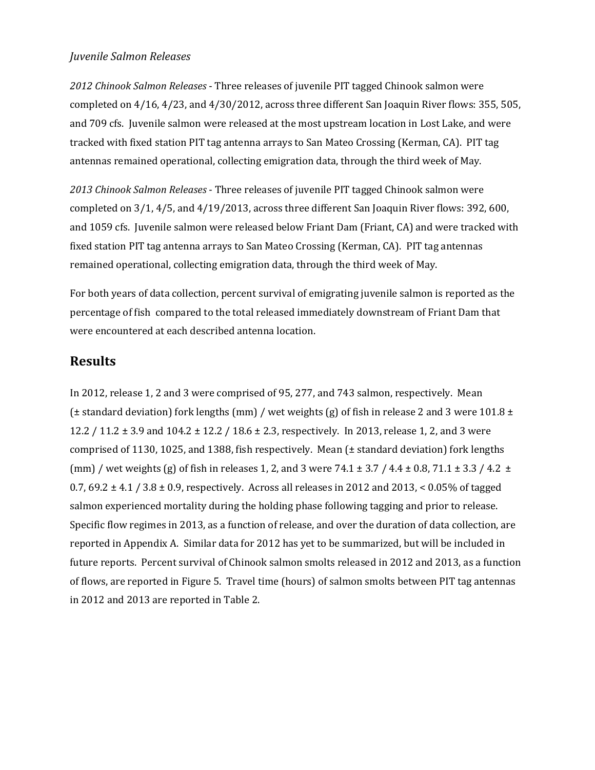*Juvenile Salmon Releases*

*2012 Chinook Salmon Releases* - Three releases of juvenile PIT tagged Chinook salmon were completed on 4/16, 4/23, and 4/30/2012, across three different San Joaquin River flows: 355, 505, and 709 cfs. Juvenile salmon were released at the most upstream location in Lost Lake, and were tracked with fixed station PIT tag antenna arrays to San Mateo Crossing (Kerman, CA). PIT tag antennas remained operational, collecting emigration data, through the third week of May.

*2013 Chinook Salmon Releases* - Three releases of juvenile PIT tagged Chinook salmon were completed on 3/1, 4/5, and 4/19/2013, across three different San Joaquin River flows: 392, 600, and 1059 cfs. Juvenile salmon were released below Friant Dam (Friant, CA) and were tracked with fixed station PIT tag antenna arrays to San Mateo Crossing (Kerman, CA). PIT tag antennas remained operational, collecting emigration data, through the third week of May.

For both years of data collection, percent survival of emigrating juvenile salmon is reported as the percentage of fish compared to the total released immediately downstream of Friant Dam that were encountered at each described antenna location.

## Results

In 2012, release 1, 2 and 3 were comprised of 95, 277, and 743 salmon, respectively. Mean (± standard deviation) fork lengths (mm) / wet weights (g) of fish in release 2 and 3 were 101.8 ± 12.2 / 11.2 ± 3.9 and 104.2 ± 12.2 / 18.6 ± 2.3, respectively. In 2013, release 1, 2, and 3 were comprised of 1130, 1025, and 1388, fish respectively. Mean (± standard deviation) fork lengths (mm) / wet weights (g) of fish in releases 1, 2, and 3 were 74.1 ± 3.7 / 4.4 ± 0.8, 71.1 ± 3.3 / 4.2 ± 0.7, 69.2 ± 4.1 / 3.8 ± 0.9, respectively. Across all releases in 2012 and 2013, < 0.05% of tagged salmon experienced mortality during the holding phase following tagging and prior to release. Specific flow regimes in 2013, as a function of release, and over the duration of data collection, are reported in Appendix A. Similar data for 2012 has yet to be summarized, but will be included in future reports. Percent survival of Chinook salmon smolts released in 2012 and 2013, as a function of flows, are reported in Figure 5. Travel time (hours) of salmon smolts between PIT tag antennas in 2012 and 2013 are reported in Table 2.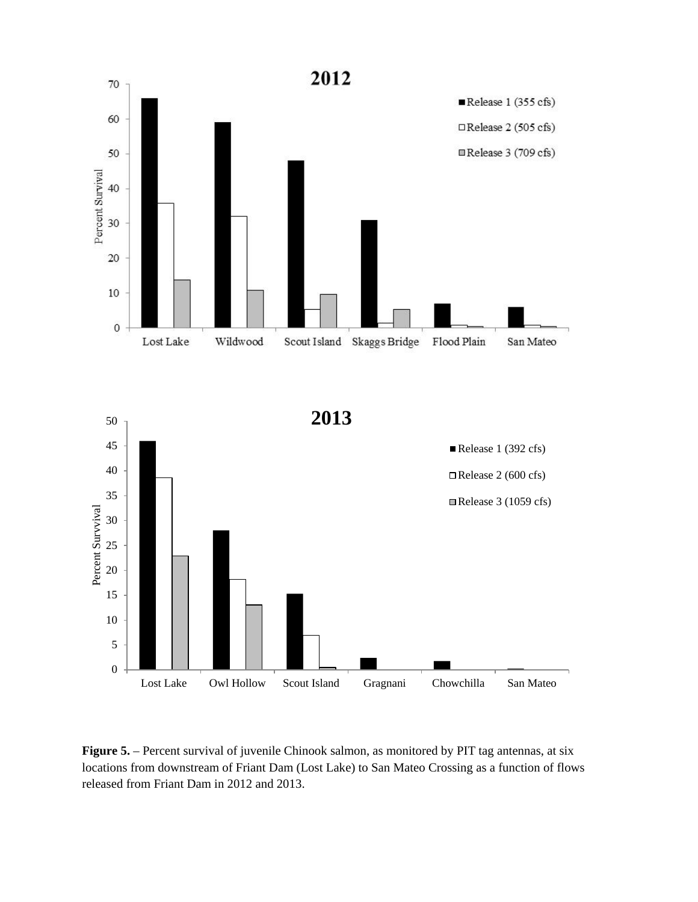2012

Percent Survival

70
60
50
40
30
20
10
0

Release 1 (355 cfs)
Release 2 (505 cfs)
Release 3 (709 cfs)

Lost Lake
Wildwood
Scout Island
Skaggs Bridge
Flood Plain
San Mateo

2013

Percent Survvival

50
45
40
35
30
25
20
15
10
5
0

Release 1 (392 cfs)
Release 2 (600 cfs)
Release 3 (1059 cfs)

Lost Lake
Owl Hollow
Scout Island
Gragnani
Chowchilla
San Mateo

**Figure 5.** – Percent survival of juvenile Chinook salmon, as monitored by PIT tag antennas, at six locations from downstream of Friant Dam (Lost Lake) to San Mateo Crossing as a function of flows released from Friant Dam in 2012 and 2013.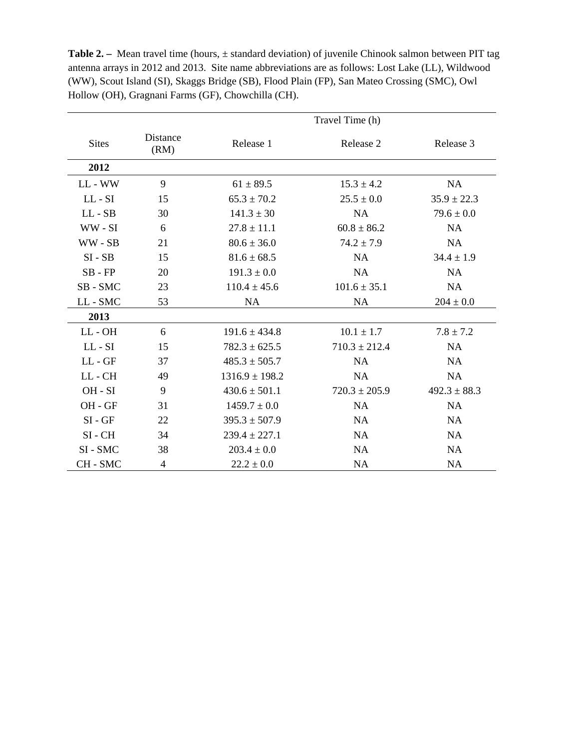**Table 2. –** Mean travel time (hours, ± standard deviation) of juvenile Chinook salmon between PIT tag antenna arrays in 2012 and 2013. Site name abbreviations are as follows: Lost Lake (LL), Wildwood (WW), Scout Island (SI), Skaggs Bridge (SB), Flood Plain (FP), San Mateo Crossing (SMC), Owl Hollow (OH), Gragnani Farms (GF), Chowchilla (CH).

| | | Travel Time (h) | | |
|---|---|---|---|---|
| Sites | Distance (RM) | Release 1 | Release 2 | Release 3 |
| **2012** | | | | |
| LL - WW | 9 | 61 ± 89.5 | 15.3 ± 4.2 | NA |
| LL - SI | 15 | 65.3 ± 70.2 | 25.5 ± 0.0 | 35.9 ± 22.3 |
| LL - SB | 30 | 141.3 ± 30 | NA | 79.6 ± 0.0 |
| WW - SI | 6 | 27.8 ± 11.1 | 60.8 ± 86.2 | NA |
| WW - SB | 21 | 80.6 ± 36.0 | 74.2 ± 7.9 | NA |
| SI - SB | 15 | 81.6 ± 68.5 | NA | 34.4 ± 1.9 |
| SB - FP | 20 | 191.3 ± 0.0 | NA | NA |
| SB - SMC | 23 | 110.4 ± 45.6 | 101.6 ± 35.1 | NA |
| LL - SMC | 53 | NA | NA | 204 ± 0.0 |
| **2013** | | | | |
| LL - OH | 6 | 191.6 ± 434.8 | 10.1 ± 1.7 | 7.8 ± 7.2 |
| LL - SI | 15 | 782.3 ± 625.5 | 710.3 ± 212.4 | NA |
| LL - GF | 37 | 485.3 ± 505.7 | NA | NA |
| LL - CH | 49 | 1316.9 ± 198.2 | NA | NA |
| OH - SI | 9 | 430.6 ± 501.1 | 720.3 ± 205.9 | 492.3 ± 88.3 |
| OH - GF | 31 | 1459.7 ± 0.0 | NA | NA |
| SI - GF | 22 | 395.3 ± 507.9 | NA | NA |
| SI - CH | 34 | 239.4 ± 227.1 | NA | NA |
| SI - SMC | 38 | 203.4 ± 0.0 | NA | NA |
| CH - SMC | 4 | 22.2 ± 0.0 | NA | NA |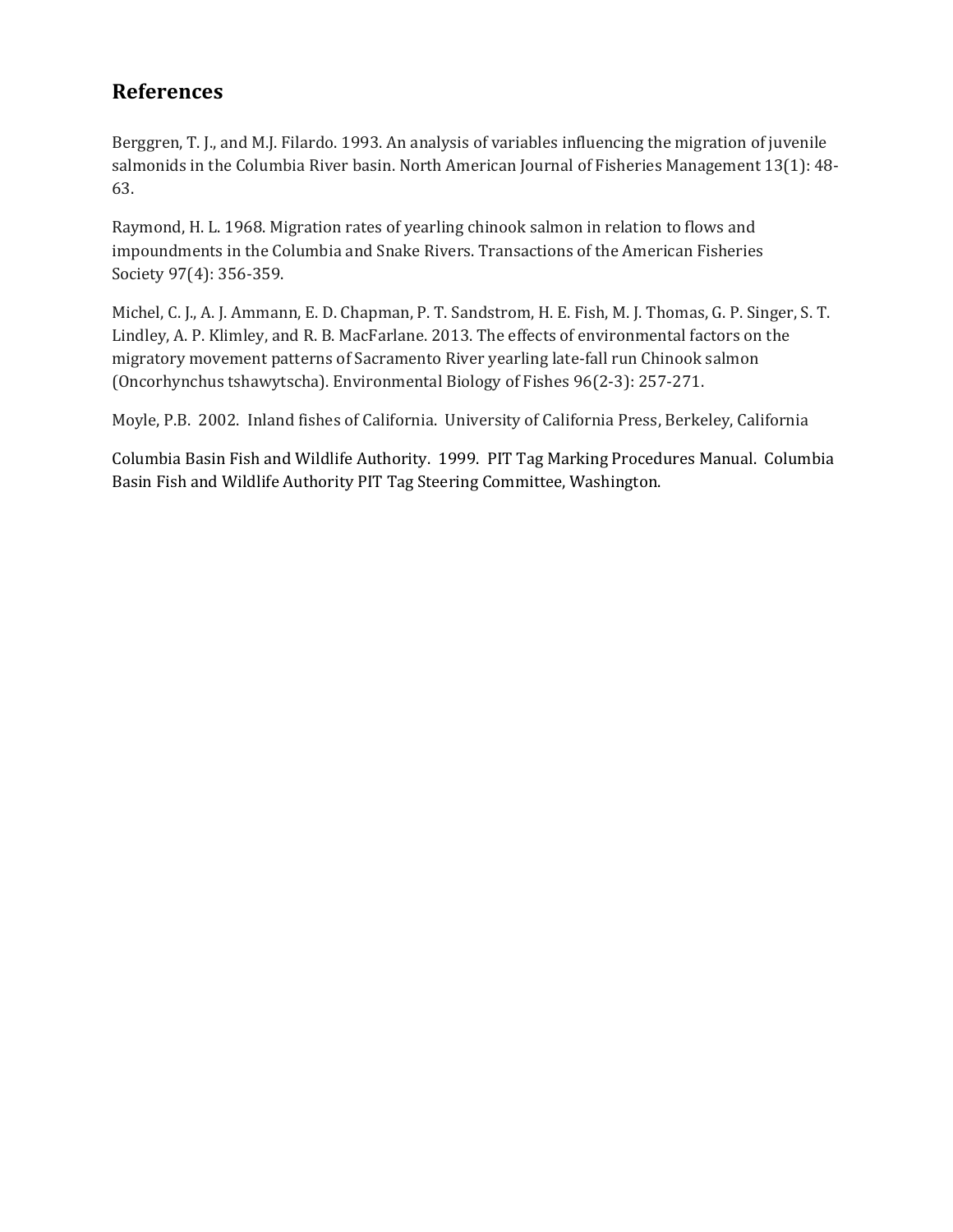## References

Berggren, T. J., and M.J. Filardo. 1993. An analysis of variables influencing the migration of juvenile salmonids in the Columbia River basin. North American Journal of Fisheries Management 13(1): 48-63.

Raymond, H. L. 1968. Migration rates of yearling chinook salmon in relation to flows and impoundments in the Columbia and Snake Rivers. Transactions of the American Fisheries Society 97(4): 356-359.

Michel, C. J., A. J. Ammann, E. D. Chapman, P. T. Sandstrom, H. E. Fish, M. J. Thomas, G. P. Singer, S. T. Lindley, A. P. Klimley, and R. B. MacFarlane. 2013. The effects of environmental factors on the migratory movement patterns of Sacramento River yearling late-fall run Chinook salmon (Oncorhynchus tshawytscha). Environmental Biology of Fishes 96(2-3): 257-271.

Moyle, P.B. 2002. Inland fishes of California. University of California Press, Berkeley, California

Columbia Basin Fish and Wildlife Authority. 1999. PIT Tag Marking Procedures Manual. Columbia Basin Fish and Wildlife Authority PIT Tag Steering Committee, Washington.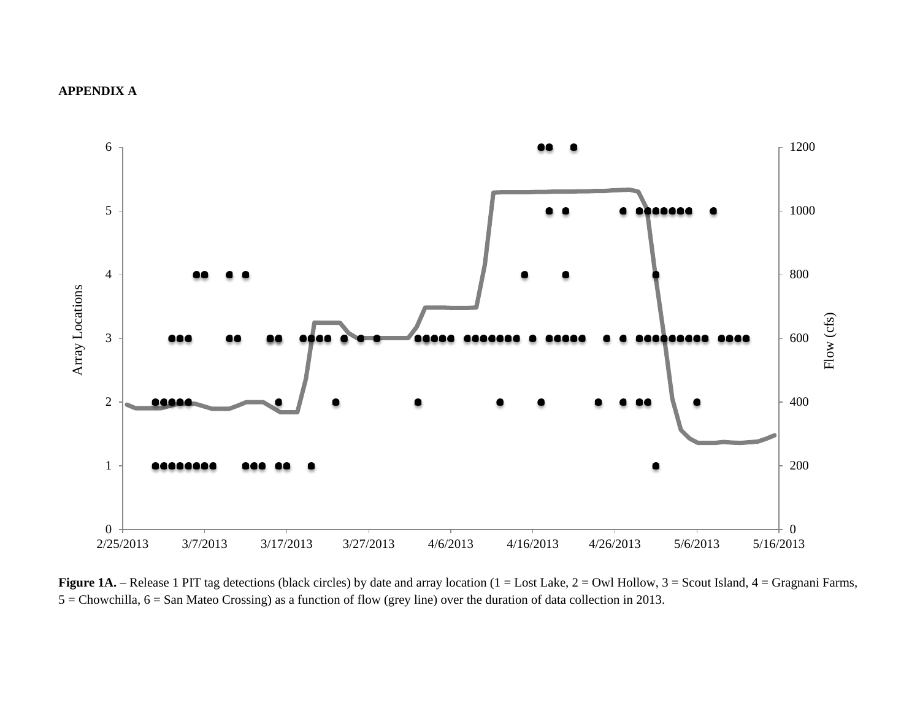**APPENDIX A**

Array Locations

6
5
4
3
2
1
0

Flow (cfs)

1200
1000
800
600
400
200
0

2/25/2013
3/7/2013
3/17/2013
3/27/2013
4/6/2013
4/16/2013
4/26/2013
5/6/2013
5/16/2013

**Figure 1A.** – Release 1 PIT tag detections (black circles) by date and array location (1 = Lost Lake, 2 = Owl Hollow, 3 = Scout Island, 4 = Gragnani Farms, 5 = Chowchilla, 6 = San Mateo Crossing) as a function of flow (grey line) over the duration of data collection in 2013.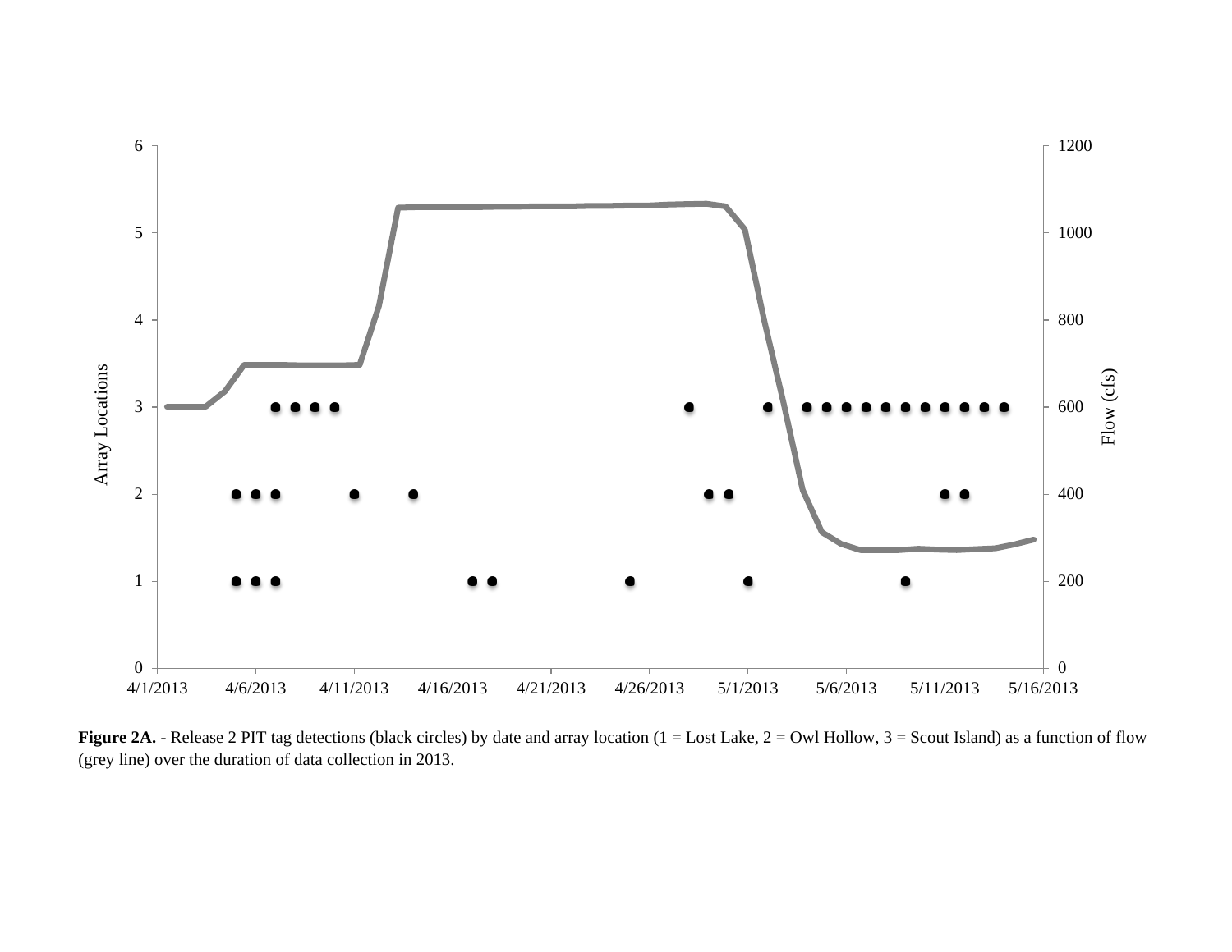6

5

4

3

2

1

0

Array Locations

1200

1000

800

600

400

200

0

Flow (cfs)

4/1/2013 4/6/2013 4/11/2013 4/16/2013 4/21/2013 4/26/2013 5/1/2013 5/6/2013 5/11/2013 5/16/2013

**Figure 2A.** - Release 2 PIT tag detections (black circles) by date and array location (1 = Lost Lake, 2 = Owl Hollow, 3 = Scout Island) as a function of flow (grey line) over the duration of data collection in 2013.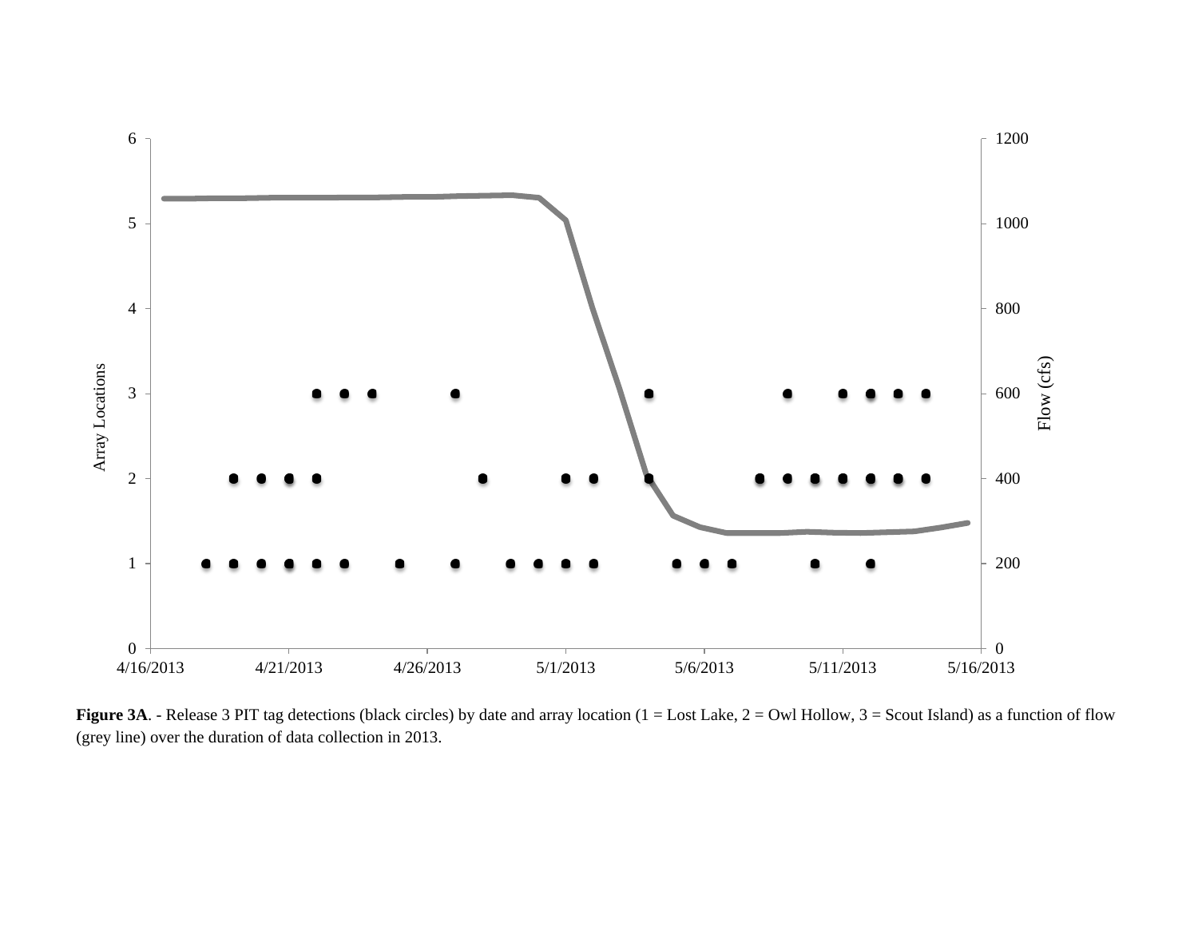6

5

4

3

2

1

0

Array Locations

1200

1000

800

600

400

200

0

Flow (cfs)

4/16/2013 4/21/2013 4/26/2013 5/1/2013 5/6/2013 5/11/2013 5/16/2013

**Figure 3A**. - Release 3 PIT tag detections (black circles) by date and array location (1 = Lost Lake, 2 = Owl Hollow, 3 = Scout Island) as a function of flow (grey line) over the duration of data collection in 2013.